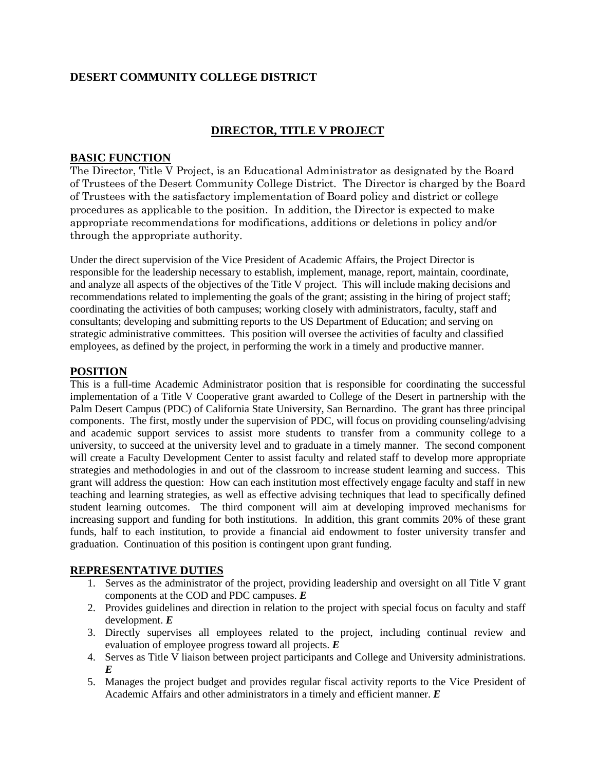**DESERT COMMUNITY COLLEGE DISTRICT**

# DIRECTOR, TITLE V PROJECT

## BASIC FUNCTION

The Director, Title V Project, is an Educational Administrator as designated by the Board of Trustees of the Desert Community College District. The Director is charged by the Board of Trustees with the satisfactory implementation of Board policy and district or college procedures as applicable to the position. In addition, the Director is expected to make appropriate recommendations for modifications, additions or deletions in policy and/or through the appropriate authority.

Under the direct supervision of the Vice President of Academic Affairs, the Project Director is responsible for the leadership necessary to establish, implement, manage, report, maintain, coordinate, and analyze all aspects of the objectives of the Title V project. This will include making decisions and recommendations related to implementing the goals of the grant; assisting in the hiring of project staff; coordinating the activities of both campuses; working closely with administrators, faculty, staff and consultants; developing and submitting reports to the US Department of Education; and serving on strategic administrative committees. This position will oversee the activities of faculty and classified employees, as defined by the project, in performing the work in a timely and productive manner.

## POSITION

This is a full-time Academic Administrator position that is responsible for coordinating the successful implementation of a Title V Cooperative grant awarded to College of the Desert in partnership with the Palm Desert Campus (PDC) of California State University, San Bernardino. The grant has three principal components. The first, mostly under the supervision of PDC, will focus on providing counseling/advising and academic support services to assist more students to transfer from a community college to a university, to succeed at the university level and to graduate in a timely manner. The second component will create a Faculty Development Center to assist faculty and related staff to develop more appropriate strategies and methodologies in and out of the classroom to increase student learning and success. This grant will address the question: How can each institution most effectively engage faculty and staff in new teaching and learning strategies, as well as effective advising techniques that lead to specifically defined student learning outcomes. The third component will aim at developing improved mechanisms for increasing support and funding for both institutions. In addition, this grant commits 20% of these grant funds, half to each institution, to provide a financial aid endowment to foster university transfer and graduation. Continuation of this position is contingent upon grant funding.

## REPRESENTATIVE DUTIES

1. Serves as the administrator of the project, providing leadership and oversight on all Title V grant components at the COD and PDC campuses. ***E***
2. Provides guidelines and direction in relation to the project with special focus on faculty and staff development. ***E***
3. Directly supervises all employees related to the project, including continual review and evaluation of employee progress toward all projects. ***E***
4. Serves as Title V liaison between project participants and College and University administrations. ***E***
5. Manages the project budget and provides regular fiscal activity reports to the Vice President of Academic Affairs and other administrators in a timely and efficient manner. ***E***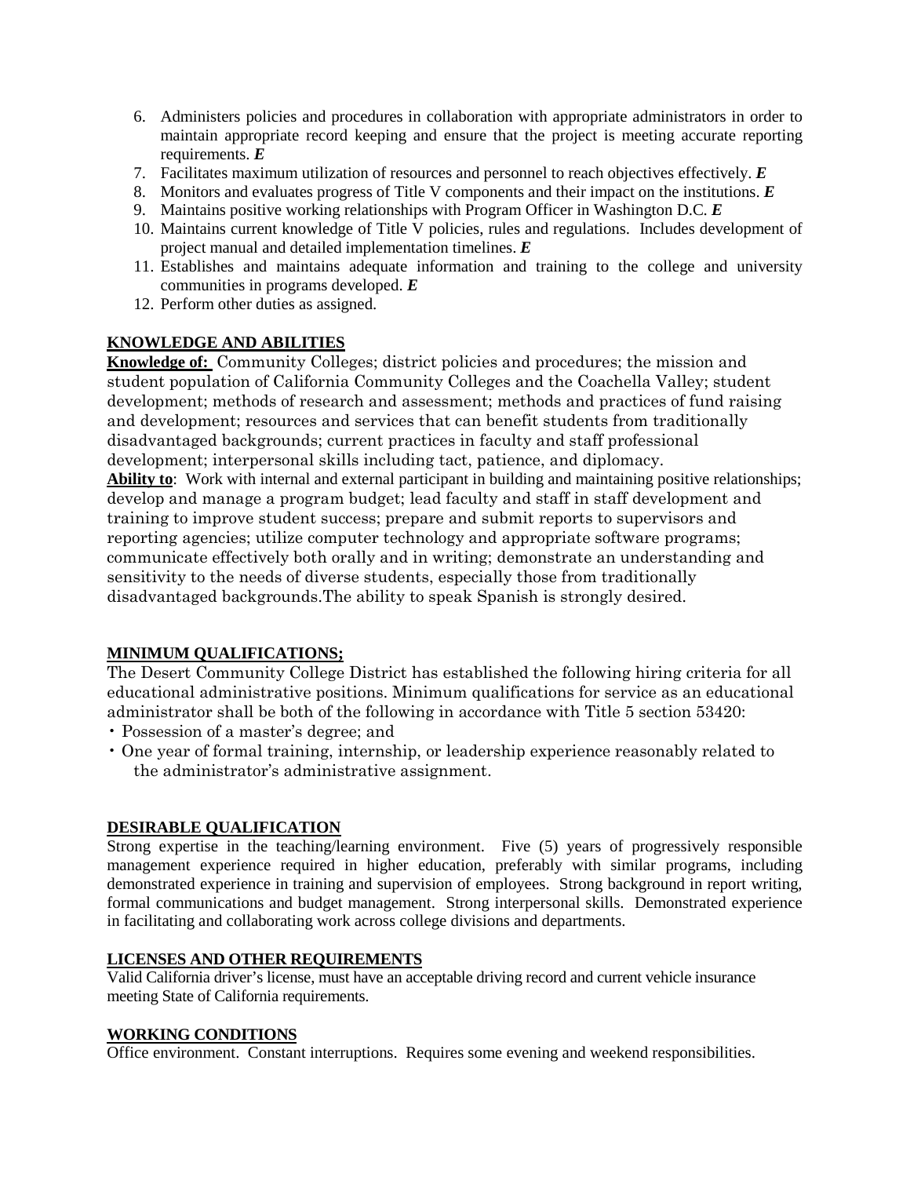6. Administers policies and procedures in collaboration with appropriate administrators in order to maintain appropriate record keeping and ensure that the project is meeting accurate reporting requirements. ***E***
7. Facilitates maximum utilization of resources and personnel to reach objectives effectively. ***E***
8. Monitors and evaluates progress of Title V components and their impact on the institutions. ***E***
9. Maintains positive working relationships with Program Officer in Washington D.C. ***E***
10. Maintains current knowledge of Title V policies, rules and regulations. Includes development of project manual and detailed implementation timelines. ***E***
11. Establishes and maintains adequate information and training to the college and university communities in programs developed. ***E***
12. Perform other duties as assigned.

**KNOWLEDGE AND ABILITIES**

**Knowledge of:** Community Colleges; district policies and procedures; the mission and student population of California Community Colleges and the Coachella Valley; student development; methods of research and assessment; methods and practices of fund raising and development; resources and services that can benefit students from traditionally disadvantaged backgrounds; current practices in faculty and staff professional development; interpersonal skills including tact, patience, and diplomacy.

**Ability to**: Work with internal and external participant in building and maintaining positive relationships; develop and manage a program budget; lead faculty and staff in staff development and training to improve student success; prepare and submit reports to supervisors and reporting agencies; utilize computer technology and appropriate software programs; communicate effectively both orally and in writing; demonstrate an understanding and sensitivity to the needs of diverse students, especially those from traditionally disadvantaged backgrounds.The ability to speak Spanish is strongly desired.

**MINIMUM QUALIFICATIONS;**

The Desert Community College District has established the following hiring criteria for all educational administrative positions. Minimum qualifications for service as an educational administrator shall be both of the following in accordance with Title 5 section 53420:

- Possession of a master's degree; and
- One year of formal training, internship, or leadership experience reasonably related to the administrator's administrative assignment.

**DESIRABLE QUALIFICATION**

Strong expertise in the teaching/learning environment. Five (5) years of progressively responsible management experience required in higher education, preferably with similar programs, including demonstrated experience in training and supervision of employees. Strong background in report writing, formal communications and budget management. Strong interpersonal skills. Demonstrated experience in facilitating and collaborating work across college divisions and departments.

**LICENSES AND OTHER REQUIREMENTS**

Valid California driver's license, must have an acceptable driving record and current vehicle insurance meeting State of California requirements.

**WORKING CONDITIONS**

Office environment. Constant interruptions. Requires some evening and weekend responsibilities.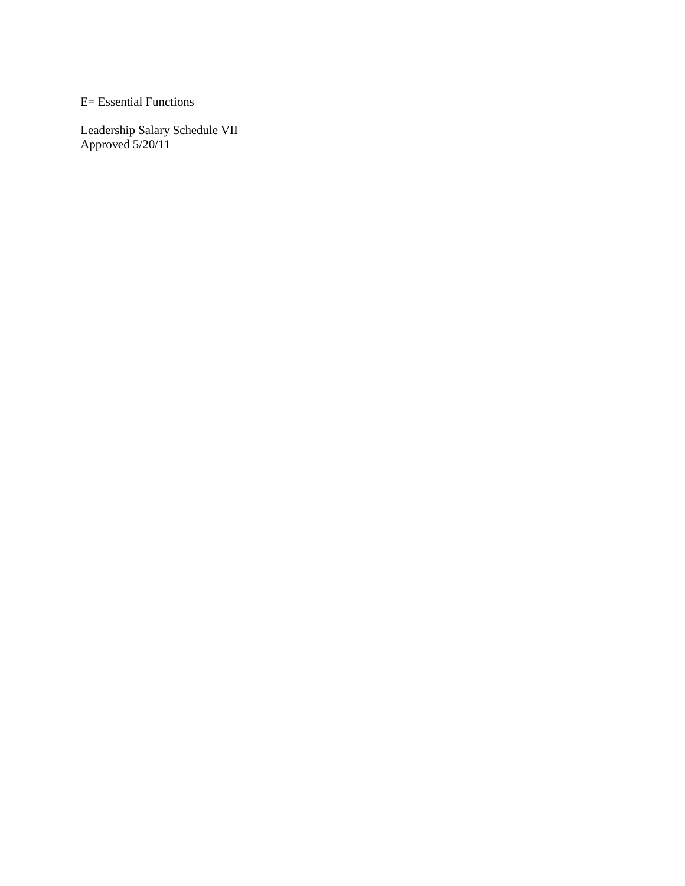E= Essential Functions

Leadership Salary Schedule VII
Approved 5/20/11